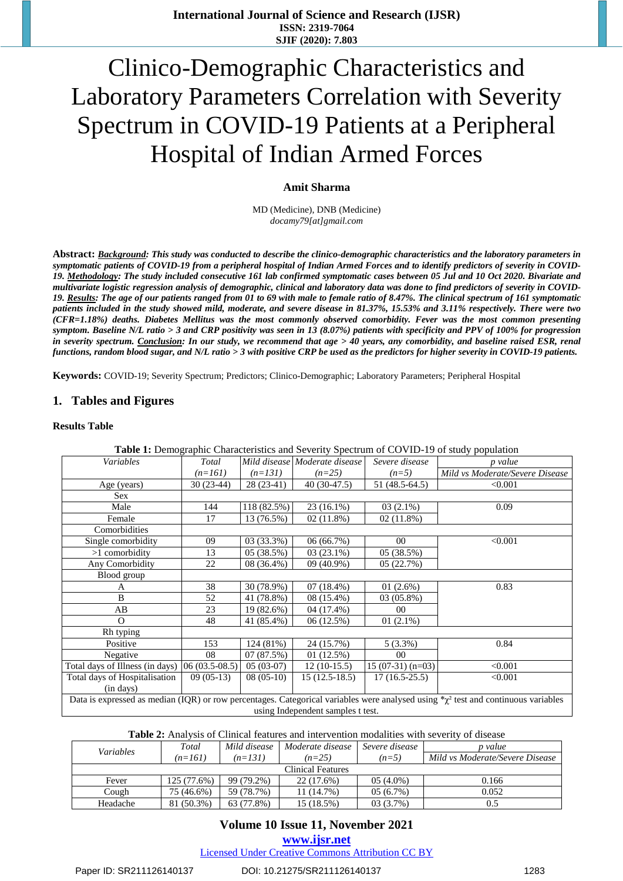# Clinico-Demographic Characteristics and Laboratory Parameters Correlation with Severity Spectrum in COVID-19 Patients at a Peripheral Hospital of Indian Armed Forces

**Amit Sharma**

MD (Medicine), DNB (Medicine)
*docamy79[at]gmail.com*

**Abstract:** ***Background**: This study was conducted to describe the clinico-demographic characteristics and the laboratory parameters in symptomatic patients of COVID-19 from a peripheral hospital of Indian Armed Forces and to identify predictors of severity in COVID-19. **Methodology**: The study included consecutive 161 lab confirmed symptomatic cases between 05 Jul and 10 Oct 2020. Bivariate and multivariate logistic regression analysis of demographic, clinical and laboratory data was done to find predictors of severity in COVID-19. **Results**: The age of our patients ranged from 01 to 69 with male to female ratio of 8.47%. The clinical spectrum of 161 symptomatic patients included in the study showed mild, moderate, and severe disease in 81.37%, 15.53% and 3.11% respectively. There were two (CFR=1.18%) deaths. Diabetes Mellitus was the most commonly observed comorbidity. Fever was the most common presenting symptom. Baseline N/L ratio > 3 and CRP positivity was seen in 13 (8.07%) patients with specificity and PPV of 100% for progression in severity spectrum. **Conclusion**: In our study, we recommend that age > 40 years, any comorbidity, and baseline raised ESR, renal functions, random blood sugar, and N/L ratio > 3 with positive CRP be used as the predictors for higher severity in COVID-19 patients.*

**Keywords:** COVID-19; Severity Spectrum; Predictors; Clinico-Demographic; Laboratory Parameters; Peripheral Hospital

## 1. Tables and Figures

**Results Table**

**Table 1:** Demographic Characteristics and Severity Spectrum of COVID-19 of study population

| *Variables* | *Total (n=161)* | *Mild disease (n=131)* | *Moderate disease (n=25)* | *Severe disease (n=5)* | *p value Mild vs Moderate/Severe Disease* |
|---|---|---|---|---|---|
| Age (years) | 30 (23-44) | 28 (23-41) | 40 (30-47.5) | 51 (48.5-64.5) | <0.001 |
| Sex | | | | | |
| Male | 144 | 118 (82.5%) | 23 (16.1%) | 03 (2.1%) | 0.09 |
| Female | 17 | 13 (76.5%) | 02 (11.8%) | 02 (11.8%) | |
| Comorbidities | | | | | |
| Single comorbidity | 09 | 03 (33.3%) | 06 (66.7%) | 00 | <0.001 |
| >1 comorbidity | 13 | 05 (38.5%) | 03 (23.1%) | 05 (38.5%) | |
| Any Comorbidity | 22 | 08 (36.4%) | 09 (40.9%) | 05 (22.7%) | |
| Blood group | | | | | |
| A | 38 | 30 (78.9%) | 07 (18.4%) | 01 (2.6%) | 0.83 |
| B | 52 | 41 (78.8%) | 08 (15.4%) | 03 (05.8%) | |
| AB | 23 | 19 (82.6%) | 04 (17.4%) | 00 | |
| O | 48 | 41 (85.4%) | 06 (12.5%) | 01 (2.1%) | |
| Rh typing | | | | | |
| Positive | 153 | 124 (81%) | 24 (15.7%) | 5 (3.3%) | 0.84 |
| Negative | 08 | 07 (87.5%) | 01 (12.5%) | 00 | |
| Total days of Illness (in days) | 06 (03.5-08.5) | 05 (03-07) | 12 (10-15.5) | 15 (07-31) (n=03) | <0.001 |
| Total days of Hospitalisation (in days) | 09 (05-13) | 08 (05-10) | 15 (12.5-18.5) | 17 (16.5-25.5) | <0.001 |

Data is expressed as median (IQR) or row percentages. Categorical variables were analysed using *$\chi^2$ test and continuous variables using Independent samples t test.

**Table 2:** Analysis of Clinical features and intervention modalities with severity of disease

| *Variables* | *Total (n=161)* | *Mild disease (n=131)* | *Moderate disease (n=25)* | *Severe disease (n=5)* | *p value Mild vs Moderate/Severe Disease* |
|---|---|---|---|---|---|
| Clinical Features | | | | | |
| Fever | 125 (77.6%) | 99 (79.2%) | 22 (17.6%) | 05 (4.0%) | 0.166 |
| Cough | 75 (46.6%) | 59 (78.7%) | 11 (14.7%) | 05 (6.7%) | 0.052 |
| Headache | 81 (50.3%) | 63 (77.8%) | 15 (18.5%) | 03 (3.7%) | 0.5 |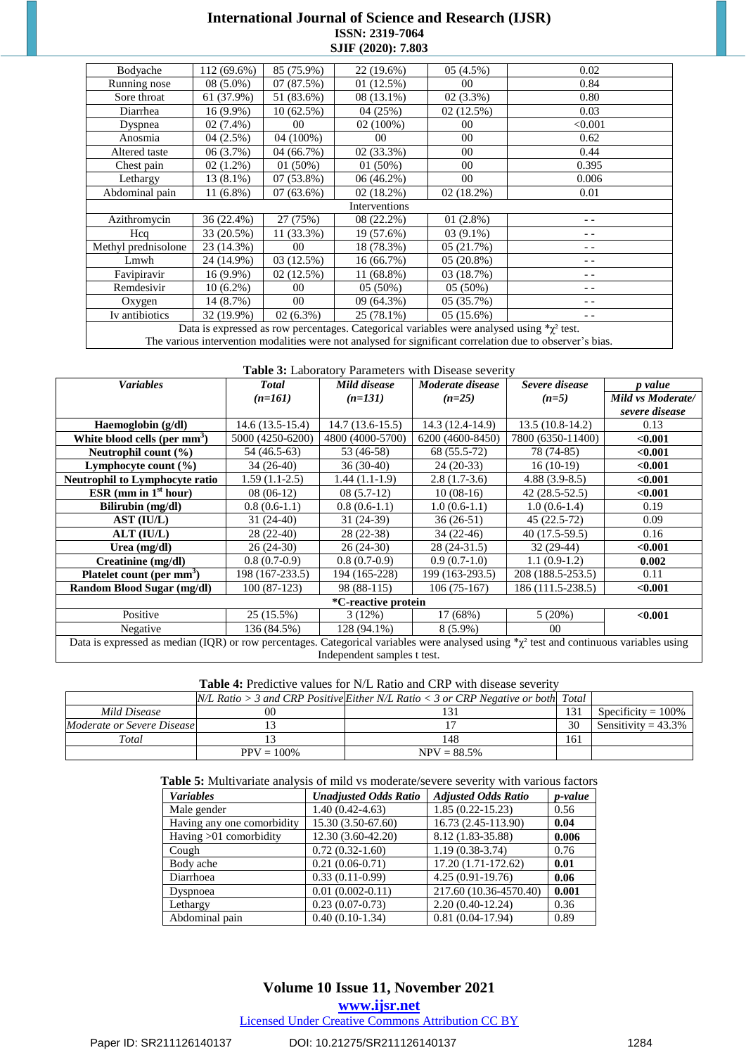| Bodyache | 112 (69.6%) | 85 (75.9%) | 22 (19.6%) | 05 (4.5%) | 0.02 |
|---|---|---|---|---|---|
| Running nose | 08 (5.0%) | 07 (87.5%) | 01 (12.5%) | 00 | 0.84 |
| Sore throat | 61 (37.9%) | 51 (83.6%) | 08 (13.1%) | 02 (3.3%) | 0.80 |
| Diarrhea | 16 (9.9%) | 10 (62.5%) | 04 (25%) | 02 (12.5%) | 0.03 |
| Dyspnea | 02 (7.4%) | 00 | 02 (100%) | 00 | <0.001 |
| Anosmia | 04 (2.5%) | 04 (100%) | 00 | 00 | 0.62 |
| Altered taste | 06 (3.7%) | 04 (66.7%) | 02 (33.3%) | 00 | 0.44 |
| Chest pain | 02 (1.2%) | 01 (50%) | 01 (50%) | 00 | 0.395 |
| Lethargy | 13 (8.1%) | 07 (53.8%) | 06 (46.2%) | 00 | 0.006 |
| Abdominal pain | 11 (6.8%) | 07 (63.6%) | 02 (18.2%) | 02 (18.2%) | 0.01 |
| Interventions | | | | | |
| Azithromycin | 36 (22.4%) | 27 (75%) | 08 (22.2%) | 01 (2.8%) | - - |
| Hcq | 33 (20.5%) | 11 (33.3%) | 19 (57.6%) | 03 (9.1%) | - - |
| Methyl prednisolone | 23 (14.3%) | 00 | 18 (78.3%) | 05 (21.7%) | - - |
| Lmwh | 24 (14.9%) | 03 (12.5%) | 16 (66.7%) | 05 (20.8%) | - - |
| Favipiravir | 16 (9.9%) | 02 (12.5%) | 11 (68.8%) | 03 (18.7%) | - - |
| Remdesivir | 10 (6.2%) | 00 | 05 (50%) | 05 (50%) | - - |
| Oxygen | 14 (8.7%) | 00 | 09 (64.3%) | 05 (35.7%) | - - |
| Iv antibiotics | 32 (19.9%) | 02 (6.3%) | 25 (78.1%) | 05 (15.6%) | - - |

Data is expressed as row percentages. Categorical variables were analysed using *$\chi^2$ test.
The various intervention modalities were not analysed for significant correlation due to observer's bias.

**Table 3:** Laboratory Parameters with Disease severity

| *Variables* | *Total (n=161)* | *Mild disease (n=131)* | *Moderate disease (n=25)* | *Severe disease (n=5)* | *p value Mild vs Moderate/ severe disease* |
|---|---|---|---|---|---|
| **Haemoglobin (g/dl)** | 14.6 (13.5-15.4) | 14.7 (13.6-15.5) | 14.3 (12.4-14.9) | 13.5 (10.8-14.2) | 0.13 |
| **White blood cells (per mm$^3$)** | 5000 (4250-6200) | 4800 (4000-5700) | 6200 (4600-8450) | 7800 (6350-11400) | **<0.001** |
| **Neutrophil count (%)** | 54 (46.5-63) | 53 (46-58) | 68 (55.5-72) | 78 (74-85) | **<0.001** |
| **Lymphocyte count (%)** | 34 (26-40) | 36 (30-40) | 24 (20-33) | 16 (10-19) | **<0.001** |
| **Neutrophil to Lymphocyte ratio** | 1.59 (1.1-2.5) | 1.44 (1.1-1.9) | 2.8 (1.7-3.6) | 4.88 (3.9-8.5) | **<0.001** |
| **ESR (mm in 1$^{st}$ hour)** | 08 (06-12) | 08 (5.7-12) | 10 (08-16) | 42 (28.5-52.5) | **<0.001** |
| **Bilirubin (mg/dl)** | 0.8 (0.6-1.1) | 0.8 (0.6-1.1) | 1.0 (0.6-1.1) | 1.0 (0.6-1.4) | 0.19 |
| **AST (IU/L)** | 31 (24-40) | 31 (24-39) | 36 (26-51) | 45 (22.5-72) | 0.09 |
| **ALT (IU/L)** | 28 (22-40) | 28 (22-38) | 34 (22-46) | 40 (17.5-59.5) | 0.16 |
| **Urea (mg/dl)** | 26 (24-30) | 26 (24-30) | 28 (24-31.5) | 32 (29-44) | **<0.001** |
| **Creatinine (mg/dl)** | 0.8 (0.7-0.9) | 0.8 (0.7-0.9) | 0.9 (0.7-1.0) | 1.1 (0.9-1.2) | **0.002** |
| **Platelet count (per mm$^3$)** | 198 (167-233.5) | 194 (165-228) | 199 (163-293.5) | 208 (188.5-253.5) | 0.11 |
| **Random Blood Sugar (mg/dl)** | 100 (87-123) | 98 (88-115) | 106 (75-167) | 186 (111.5-238.5) | **<0.001** |
| ***C-reactive protein** | | | | | |
| Positive | 25 (15.5%) | 3 (12%) | 17 (68%) | 5 (20%) | **<0.001** |
| Negative | 136 (84.5%) | 128 (94.1%) | 8 (5.9%) | 00 | |

Data is expressed as median (IQR) or row percentages. Categorical variables were analysed using *$\chi^2$ test and continuous variables using Independent samples t test.

**Table 4:** Predictive values for N/L Ratio and CRP with disease severity

| | *N/L Ratio > 3 and CRP Positive* | *Either N/L Ratio < 3 or CRP Negative or both* | *Total* | |
|---|---|---|---|---|
| *Mild Disease* | 00 | 131 | 131 | Specificity = 100% |
| *Moderate or Severe Disease* | 13 | 17 | 30 | Sensitivity = 43.3% |
| *Total* | 13 | 148 | 161 | |
| | PPV = 100% | NPV = 88.5% | | |

**Table 5:** Multivariate analysis of mild vs moderate/severe severity with various factors

| *Variables* | *Unadjusted Odds Ratio* | *Adjusted Odds Ratio* | *p-value* |
|---|---|---|---|
| Male gender | 1.40 (0.42-4.63) | 1.85 (0.22-15.23) | 0.56 |
| Having any one comorbidity | 15.30 (3.50-67.60) | 16.73 (2.45-113.90) | **0.04** |
| Having >01 comorbidity | 12.30 (3.60-42.20) | 8.12 (1.83-35.88) | **0.006** |
| Cough | 0.72 (0.32-1.60) | 1.19 (0.38-3.74) | 0.76 |
| Body ache | 0.21 (0.06-0.71) | 17.20 (1.71-172.62) | **0.01** |
| Diarrhoea | 0.33 (0.11-0.99) | 4.25 (0.91-19.76) | **0.06** |
| Dyspnoea | 0.01 (0.002-0.11) | 217.60 (10.36-4570.40) | **0.001** |
| Lethargy | 0.23 (0.07-0.73) | 2.20 (0.40-12.24) | 0.36 |
| Abdominal pain | 0.40 (0.10-1.34) | 0.81 (0.04-17.94) | 0.89 |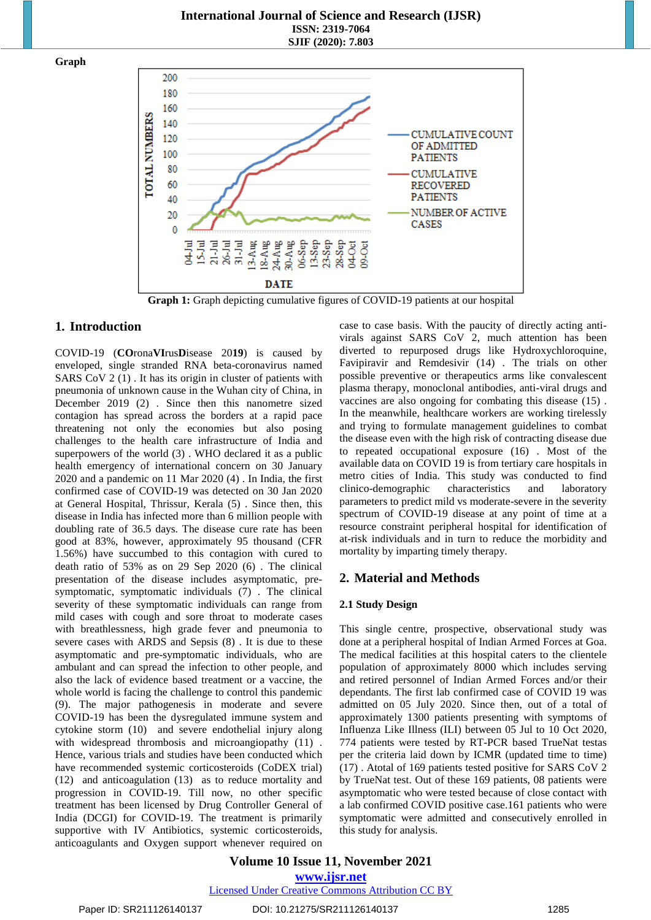**Graph**

Graph 1: Graph depicting cumulative figures of COVID-19 patients at our hospital

## 1. Introduction

COVID-19 (**CO**rona**VI**rus**D**isease 20**19**) is caused by enveloped, single stranded RNA beta-coronavirus named SARS CoV 2 (1) . It has its origin in cluster of patients with pneumonia of unknown cause in the Wuhan city of China, in December 2019 (2) . Since then this nanometre sized contagion has spread across the borders at a rapid pace threatening not only the economies but also posing challenges to the health care infrastructure of India and superpowers of the world (3) . WHO declared it as a public health emergency of international concern on 30 January 2020 and a pandemic on 11 Mar 2020 (4) . In India, the first confirmed case of COVID-19 was detected on 30 Jan 2020 at General Hospital, Thrissur, Kerala (5) . Since then, this disease in India has infected more than 6 million people with doubling rate of 36.5 days. The disease cure rate has been good at 83%, however, approximately 95 thousand (CFR 1.56%) have succumbed to this contagion with cured to death ratio of 53% as on 29 Sep 2020 (6) . The clinical presentation of the disease includes asymptomatic, pre-symptomatic, symptomatic individuals (7) . The clinical severity of these symptomatic individuals can range from mild cases with cough and sore throat to moderate cases with breathlessness, high grade fever and pneumonia to severe cases with ARDS and Sepsis (8) . It is due to these asymptomatic and pre-symptomatic individuals, who are ambulant and can spread the infection to other people, and also the lack of evidence based treatment or a vaccine, the whole world is facing the challenge to control this pandemic (9). The major pathogenesis in moderate and severe COVID-19 has been the dysregulated immune system and cytokine storm (10) and severe endothelial injury along with widespread thrombosis and microangiopathy (11) . Hence, various trials and studies have been conducted which have recommended systemic corticosteroids (CoDEX trial) (12) and anticoagulation (13) as to reduce mortality and progression in COVID-19. Till now, no other specific treatment has been licensed by Drug Controller General of India (DCGI) for COVID-19. The treatment is primarily supportive with IV Antibiotics, systemic corticosteroids, anticoagulants and Oxygen support whenever required on case to case basis. With the paucity of directly acting anti-virals against SARS CoV 2, much attention has been diverted to repurposed drugs like Hydroxychloroquine, Favipiravir and Remdesivir (14) . The trials on other possible preventive or therapeutics arms like convalescent plasma therapy, monoclonal antibodies, anti-viral drugs and vaccines are also ongoing for combating this disease (15) . In the meanwhile, healthcare workers are working tirelessly and trying to formulate management guidelines to combat the disease even with the high risk of contracting disease due to repeated occupational exposure (16) . Most of the available data on COVID 19 is from tertiary care hospitals in metro cities of India. This study was conducted to find clinico-demographic characteristics and laboratory parameters to predict mild vs moderate-severe in the severity spectrum of COVID-19 disease at any point of time at a resource constraint peripheral hospital for identification of at-risk individuals and in turn to reduce the morbidity and mortality by imparting timely therapy.

## 2. Material and Methods

### 2.1 Study Design

This single centre, prospective, observational study was done at a peripheral hospital of Indian Armed Forces at Goa. The medical facilities at this hospital caters to the clientele population of approximately 8000 which includes serving and retired personnel of Indian Armed Forces and/or their dependants. The first lab confirmed case of COVID 19 was admitted on 05 July 2020. Since then, out of a total of approximately 1300 patients presenting with symptoms of Influenza Like Illness (ILI) between 05 Jul to 10 Oct 2020, 774 patients were tested by RT-PCR based TrueNat testas per the criteria laid down by ICMR (updated time to time) (17) . Atotal of 169 patients tested positive for SARS CoV 2 by TrueNat test. Out of these 169 patients, 08 patients were asymptomatic who were tested because of close contact with a lab confirmed COVID positive case.161 patients who were symptomatic were admitted and consecutively enrolled in this study for analysis.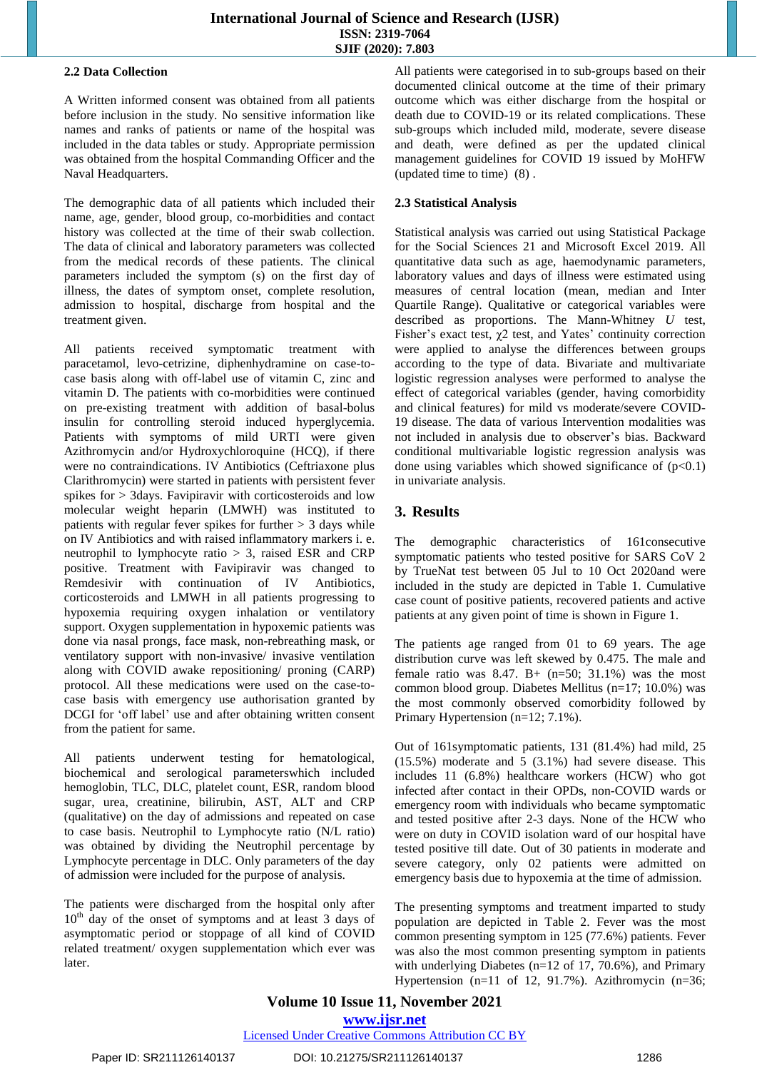### 2.2 Data Collection

A Written informed consent was obtained from all patients before inclusion in the study. No sensitive information like names and ranks of patients or name of the hospital was included in the data tables or study. Appropriate permission was obtained from the hospital Commanding Officer and the Naval Headquarters.

The demographic data of all patients which included their name, age, gender, blood group, co-morbidities and contact history was collected at the time of their swab collection. The data of clinical and laboratory parameters was collected from the medical records of these patients. The clinical parameters included the symptom (s) on the first day of illness, the dates of symptom onset, complete resolution, admission to hospital, discharge from hospital and the treatment given.

All patients received symptomatic treatment with paracetamol, levo-cetrizine, diphenhydramine on case-to-case basis along with off-label use of vitamin C, zinc and vitamin D. The patients with co-morbidities were continued on pre-existing treatment with addition of basal-bolus insulin for controlling steroid induced hyperglycemia. Patients with symptoms of mild URTI were given Azithromycin and/or Hydroxychloroquine (HCQ), if there were no contraindications. IV Antibiotics (Ceftriaxone plus Clarithromycin) were started in patients with persistent fever spikes for > 3days. Favipiravir with corticosteroids and low molecular weight heparin (LMWH) was instituted to patients with regular fever spikes for further > 3 days while on IV Antibiotics and with raised inflammatory markers i. e. neutrophil to lymphocyte ratio > 3, raised ESR and CRP positive. Treatment with Favipiravir was changed to Remdesivir with continuation of IV Antibiotics, corticosteroids and LMWH in all patients progressing to hypoxemia requiring oxygen inhalation or ventilatory support. Oxygen supplementation in hypoxemic patients was done via nasal prongs, face mask, non-rebreathing mask, or ventilatory support with non-invasive/ invasive ventilation along with COVID awake repositioning/ proning (CARP) protocol. All these medications were used on the case-to-case basis with emergency use authorisation granted by DCGI for 'off label' use and after obtaining written consent from the patient for same.

All patients underwent testing for hematological, biochemical and serological parameterswhich included hemoglobin, TLC, DLC, platelet count, ESR, random blood sugar, urea, creatinine, bilirubin, AST, ALT and CRP (qualitative) on the day of admissions and repeated on case to case basis. Neutrophil to Lymphocyte ratio (N/L ratio) was obtained by dividing the Neutrophil percentage by Lymphocyte percentage in DLC. Only parameters of the day of admission were included for the purpose of analysis.

The patients were discharged from the hospital only after 10$^{th}$ day of the onset of symptoms and at least 3 days of asymptomatic period or stoppage of all kind of COVID related treatment/ oxygen supplementation which ever was later.

All patients were categorised in to sub-groups based on their documented clinical outcome at the time of their primary outcome which was either discharge from the hospital or death due to COVID-19 or its related complications. These sub-groups which included mild, moderate, severe disease and death, were defined as per the updated clinical management guidelines for COVID 19 issued by MoHFW (updated time to time) (8) .

### 2.3 Statistical Analysis

Statistical analysis was carried out using Statistical Package for the Social Sciences 21 and Microsoft Excel 2019. All quantitative data such as age, haemodynamic parameters, laboratory values and days of illness were estimated using measures of central location (mean, median and Inter Quartile Range). Qualitative or categorical variables were described as proportions. The Mann-Whitney *U* test, Fisher's exact test, $\chi 2$ test, and Yates' continuity correction were applied to analyse the differences between groups according to the type of data. Bivariate and multivariate logistic regression analyses were performed to analyse the effect of categorical variables (gender, having comorbidity and clinical features) for mild vs moderate/severe COVID-19 disease. The data of various Intervention modalities was not included in analysis due to observer's bias. Backward conditional multivariable logistic regression analysis was done using variables which showed significance of ($p<0.1$) in univariate analysis.

## 3. Results

The demographic characteristics of 161consecutive symptomatic patients who tested positive for SARS CoV 2 by TrueNat test between 05 Jul to 10 Oct 2020and were included in the study are depicted in Table 1. Cumulative case count of positive patients, recovered patients and active patients at any given point of time is shown in Figure 1.

The patients age ranged from 01 to 69 years. The age distribution curve was left skewed by 0.475. The male and female ratio was 8.47. B+ (n=50; 31.1%) was the most common blood group. Diabetes Mellitus (n=17; 10.0%) was the most commonly observed comorbidity followed by Primary Hypertension (n=12; 7.1%).

Out of 161symptomatic patients, 131 (81.4%) had mild, 25 (15.5%) moderate and 5 (3.1%) had severe disease. This includes 11 (6.8%) healthcare workers (HCW) who got infected after contact in their OPDs, non-COVID wards or emergency room with individuals who became symptomatic and tested positive after 2-3 days. None of the HCW who were on duty in COVID isolation ward of our hospital have tested positive till date. Out of 30 patients in moderate and severe category, only 02 patients were admitted on emergency basis due to hypoxemia at the time of admission.

The presenting symptoms and treatment imparted to study population are depicted in Table 2. Fever was the most common presenting symptom in 125 (77.6%) patients. Fever was also the most common presenting symptom in patients with underlying Diabetes (n=12 of 17, 70.6%), and Primary Hypertension (n=11 of 12, 91.7%). Azithromycin (n=36;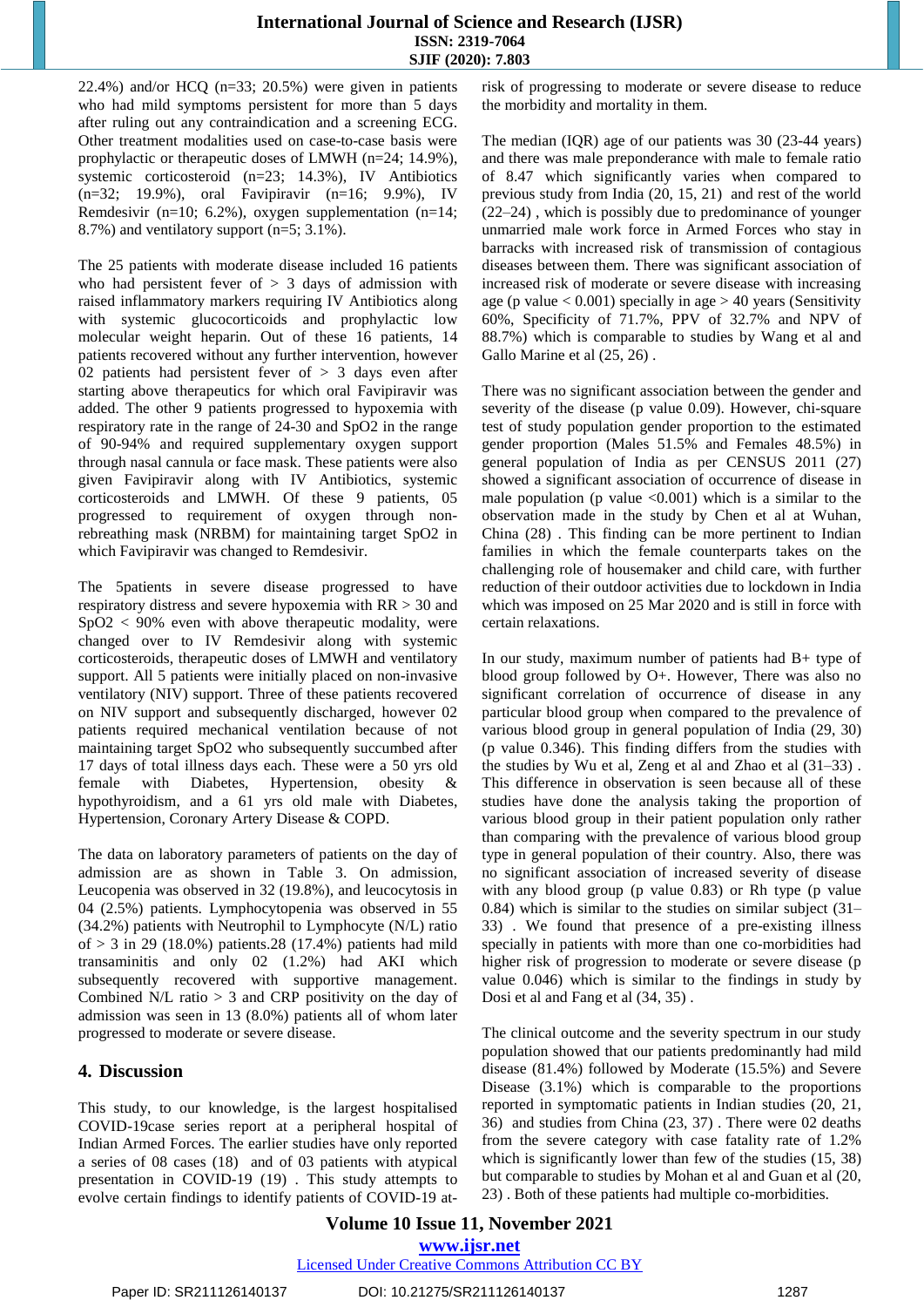22.4%) and/or HCQ (n=33; 20.5%) were given in patients who had mild symptoms persistent for more than 5 days after ruling out any contraindication and a screening ECG. Other treatment modalities used on case-to-case basis were prophylactic or therapeutic doses of LMWH (n=24; 14.9%), systemic corticosteroid (n=23; 14.3%), IV Antibiotics (n=32; 19.9%), oral Favipiravir (n=16; 9.9%), IV Remdesivir (n=10; 6.2%), oxygen supplementation (n=14; 8.7%) and ventilatory support (n=5; 3.1%).

The 25 patients with moderate disease included 16 patients who had persistent fever of > 3 days of admission with raised inflammatory markers requiring IV Antibiotics along with systemic glucocorticoids and prophylactic low molecular weight heparin. Out of these 16 patients, 14 patients recovered without any further intervention, however 02 patients had persistent fever of > 3 days even after starting above therapeutics for which oral Favipiravir was added. The other 9 patients progressed to hypoxemia with respiratory rate in the range of 24-30 and SpO2 in the range of 90-94% and required supplementary oxygen support through nasal cannula or face mask. These patients were also given Favipiravir along with IV Antibiotics, systemic corticosteroids and LMWH. Of these 9 patients, 05 progressed to requirement of oxygen through non-rebreathing mask (NRBM) for maintaining target SpO2 in which Favipiravir was changed to Remdesivir.

The 5patients in severe disease progressed to have respiratory distress and severe hypoxemia with RR > 30 and SpO2 < 90% even with above therapeutic modality, were changed over to IV Remdesivir along with systemic corticosteroids, therapeutic doses of LMWH and ventilatory support. All 5 patients were initially placed on non-invasive ventilatory (NIV) support. Three of these patients recovered on NIV support and subsequently discharged, however 02 patients required mechanical ventilation because of not maintaining target SpO2 who subsequently succumbed after 17 days of total illness days each. These were a 50 yrs old female with Diabetes, Hypertension, obesity & hypothyroidism, and a 61 yrs old male with Diabetes, Hypertension, Coronary Artery Disease & COPD.

The data on laboratory parameters of patients on the day of admission are as shown in Table 3. On admission, Leucopenia was observed in 32 (19.8%), and leucocytosis in 04 (2.5%) patients. Lymphocytopenia was observed in 55 (34.2%) patients with Neutrophil to Lymphocyte (N/L) ratio of > 3 in 29 (18.0%) patients.28 (17.4%) patients had mild transaminitis and only 02 (1.2%) had AKI which subsequently recovered with supportive management. Combined N/L ratio > 3 and CRP positivity on the day of admission was seen in 13 (8.0%) patients all of whom later progressed to moderate or severe disease.

## 4. Discussion

This study, to our knowledge, is the largest hospitalised COVID-19case series report at a peripheral hospital of Indian Armed Forces. The earlier studies have only reported a series of 08 cases (18) and of 03 patients with atypical presentation in COVID-19 (19) . This study attempts to evolve certain findings to identify patients of COVID-19 at-risk of progressing to moderate or severe disease to reduce the morbidity and mortality in them.

The median (IQR) age of our patients was 30 (23-44 years) and there was male preponderance with male to female ratio of 8.47 which significantly varies when compared to previous study from India (20, 15, 21) and rest of the world (22–24) , which is possibly due to predominance of younger unmarried male work force in Armed Forces who stay in barracks with increased risk of transmission of contagious diseases between them. There was significant association of increased risk of moderate or severe disease with increasing age (p value < 0.001) specially in age > 40 years (Sensitivity 60%, Specificity of 71.7%, PPV of 32.7% and NPV of 88.7%) which is comparable to studies by Wang et al and Gallo Marine et al (25, 26) .

There was no significant association between the gender and severity of the disease (p value 0.09). However, chi-square test of study population gender proportion to the estimated gender proportion (Males 51.5% and Females 48.5%) in general population of India as per CENSUS 2011 (27) showed a significant association of occurrence of disease in male population (p value <0.001) which is a similar to the observation made in the study by Chen et al at Wuhan, China (28) . This finding can be more pertinent to Indian families in which the female counterparts takes on the challenging role of housemaker and child care, with further reduction of their outdoor activities due to lockdown in India which was imposed on 25 Mar 2020 and is still in force with certain relaxations.

In our study, maximum number of patients had B+ type of blood group followed by O+. However, There was also no significant correlation of occurrence of disease in any particular blood group when compared to the prevalence of various blood group in general population of India (29, 30) (p value 0.346). This finding differs from the studies with the studies by Wu et al, Zeng et al and Zhao et al (31–33) . This difference in observation is seen because all of these studies have done the analysis taking the proportion of various blood group in their patient population only rather than comparing with the prevalence of various blood group type in general population of their country. Also, there was no significant association of increased severity of disease with any blood group (p value 0.83) or Rh type (p value 0.84) which is similar to the studies on similar subject (31–33) . We found that presence of a pre-existing illness specially in patients with more than one co-morbidities had higher risk of progression to moderate or severe disease (p value 0.046) which is similar to the findings in study by Dosi et al and Fang et al (34, 35) .

The clinical outcome and the severity spectrum in our study population showed that our patients predominantly had mild disease (81.4%) followed by Moderate (15.5%) and Severe Disease (3.1%) which is comparable to the proportions reported in symptomatic patients in Indian studies (20, 21, 36) and studies from China (23, 37) . There were 02 deaths from the severe category with case fatality rate of 1.2% which is significantly lower than few of the studies (15, 38) but comparable to studies by Mohan et al and Guan et al (20, 23) . Both of these patients had multiple co-morbidities.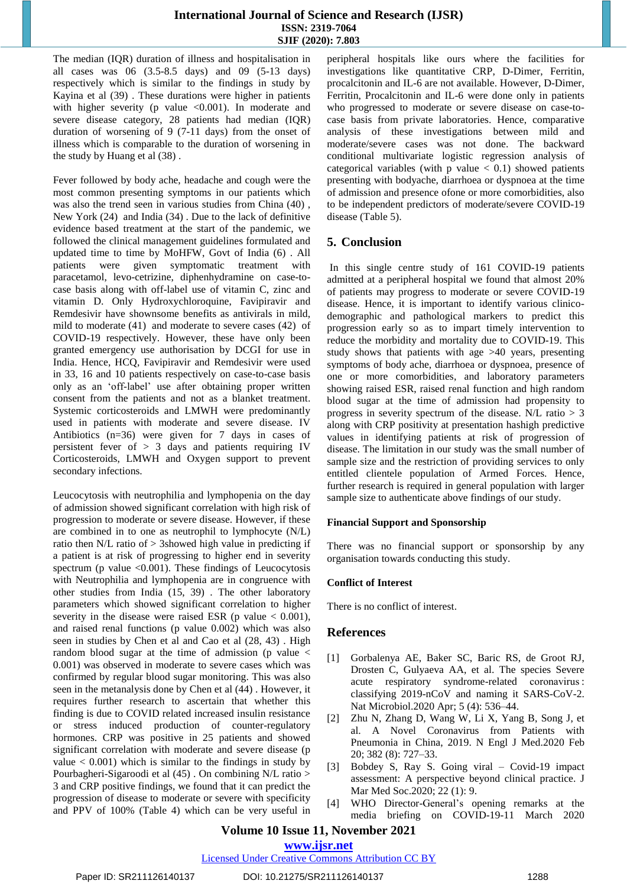The median (IQR) duration of illness and hospitalisation in all cases was 06 (3.5-8.5 days) and 09 (5-13 days) respectively which is similar to the findings in study by Kayina et al (39) . These durations were higher in patients with higher severity (p value <0.001). In moderate and severe disease category, 28 patients had median (IQR) duration of worsening of 9 (7-11 days) from the onset of illness which is comparable to the duration of worsening in the study by Huang et al (38) .

Fever followed by body ache, headache and cough were the most common presenting symptoms in our patients which was also the trend seen in various studies from China (40) , New York (24) and India (34) . Due to the lack of definitive evidence based treatment at the start of the pandemic, we followed the clinical management guidelines formulated and updated time to time by MoHFW, Govt of India (6) . All patients were given symptomatic treatment with paracetamol, levo-cetrizine, diphenhydramine on case-to-case basis along with off-label use of vitamin C, zinc and vitamin D. Only Hydroxychloroquine, Favipiravir and Remdesivir have shownsome benefits as antivirals in mild, mild to moderate (41) and moderate to severe cases (42) of COVID-19 respectively. However, these have only been granted emergency use authorisation by DCGI for use in India. Hence, HCQ, Favipiravir and Remdesivir were used in 33, 16 and 10 patients respectively on case-to-case basis only as an 'off-label' use after obtaining proper written consent from the patients and not as a blanket treatment. Systemic corticosteroids and LMWH were predominantly used in patients with moderate and severe disease. IV Antibiotics (n=36) were given for 7 days in cases of persistent fever of > 3 days and patients requiring IV Corticosteroids, LMWH and Oxygen support to prevent secondary infections.

Leucocytosis with neutrophilia and lymphopenia on the day of admission showed significant correlation with high risk of progression to moderate or severe disease. However, if these are combined in to one as neutrophil to lymphocyte (N/L) ratio then N/L ratio of > 3showed high value in predicting if a patient is at risk of progressing to higher end in severity spectrum (p value <0.001). These findings of Leucocytosis with Neutrophilia and lymphopenia are in congruence with other studies from India (15, 39) . The other laboratory parameters which showed significant correlation to higher severity in the disease were raised ESR (p value < 0.001), and raised renal functions (p value 0.002) which was also seen in studies by Chen et al and Cao et al (28, 43) . High random blood sugar at the time of admission (p value < 0.001) was observed in moderate to severe cases which was confirmed by regular blood sugar monitoring. This was also seen in the metanalysis done by Chen et al (44) . However, it requires further research to ascertain that whether this finding is due to COVID increased insulin resistance or stress induced production of counter-regulatory hormones. CRP was positive in 25 patients and showed significant correlation with moderate and severe disease (p value < 0.001) which is similar to the findings in study by Pourbagheri-Sigaroodi et al (45) . On combining N/L ratio > 3 and CRP positive findings, we found that it can predict the progression of disease to moderate or severe with specificity and PPV of 100% (Table 4) which can be very useful in peripheral hospitals like ours where the facilities for investigations like quantitative CRP, D-Dimer, Ferritin, procalcitonin and IL-6 are not available. However, D-Dimer, Ferritin, Procalcitonin and IL-6 were done only in patients who progressed to moderate or severe disease on case-to-case basis from private laboratories. Hence, comparative analysis of these investigations between mild and moderate/severe cases was not done. The backward conditional multivariate logistic regression analysis of categorical variables (with p value < 0.1) showed patients presenting with bodyache, diarrhoea or dyspnoea at the time of admission and presence ofone or more comorbidities, also to be independent predictors of moderate/severe COVID-19 disease (Table 5).

## 5. Conclusion

In this single centre study of 161 COVID-19 patients admitted at a peripheral hospital we found that almost 20% of patients may progress to moderate or severe COVID-19 disease. Hence, it is important to identify various clinico-demographic and pathological markers to predict this progression early so as to impart timely intervention to reduce the morbidity and mortality due to COVID-19. This study shows that patients with age >40 years, presenting symptoms of body ache, diarrhoea or dyspnea, presence of one or more comorbidities, and laboratory parameters showing raised ESR, raised renal function and high random blood sugar at the time of admission had propensity to progress in severity spectrum of the disease. N/L ratio > 3 along with CRP positivity at presentation hashigh predictive values in identifying patients at risk of progression of disease. The limitation in our study was the small number of sample size and the restriction of providing services to only entitled clientele population of Armed Forces. Hence, further research is required in general population with larger sample size to authenticate above findings of our study.

### Financial Support and Sponsorship

There was no financial support or sponsorship by any organisation towards conducting this study.

### Conflict of Interest

There is no conflict of interest.

## References

[1] Gorbalenya AE, Baker SC, Baric RS, de Groot RJ, Drosten C, Gulyaeva AA, et al. The species Severe acute respiratory syndrome-related coronavirus : classifying 2019-nCoV and naming it SARS-CoV-2. Nat Microbiol.2020 Apr; 5 (4): 536–44.

[2] Zhu N, Zhang D, Wang W, Li X, Yang B, Song J, et al. A Novel Coronavirus from Patients with Pneumonia in China, 2019. N Engl J Med.2020 Feb 20; 382 (8): 727–33.

[3] Bobdey S, Ray S. Going viral – Covid-19 impact assessment: A perspective beyond clinical practice. J Mar Med Soc.2020; 22 (1): 9.

[4] WHO Director-General's opening remarks at the media briefing on COVID-19-11 March 2020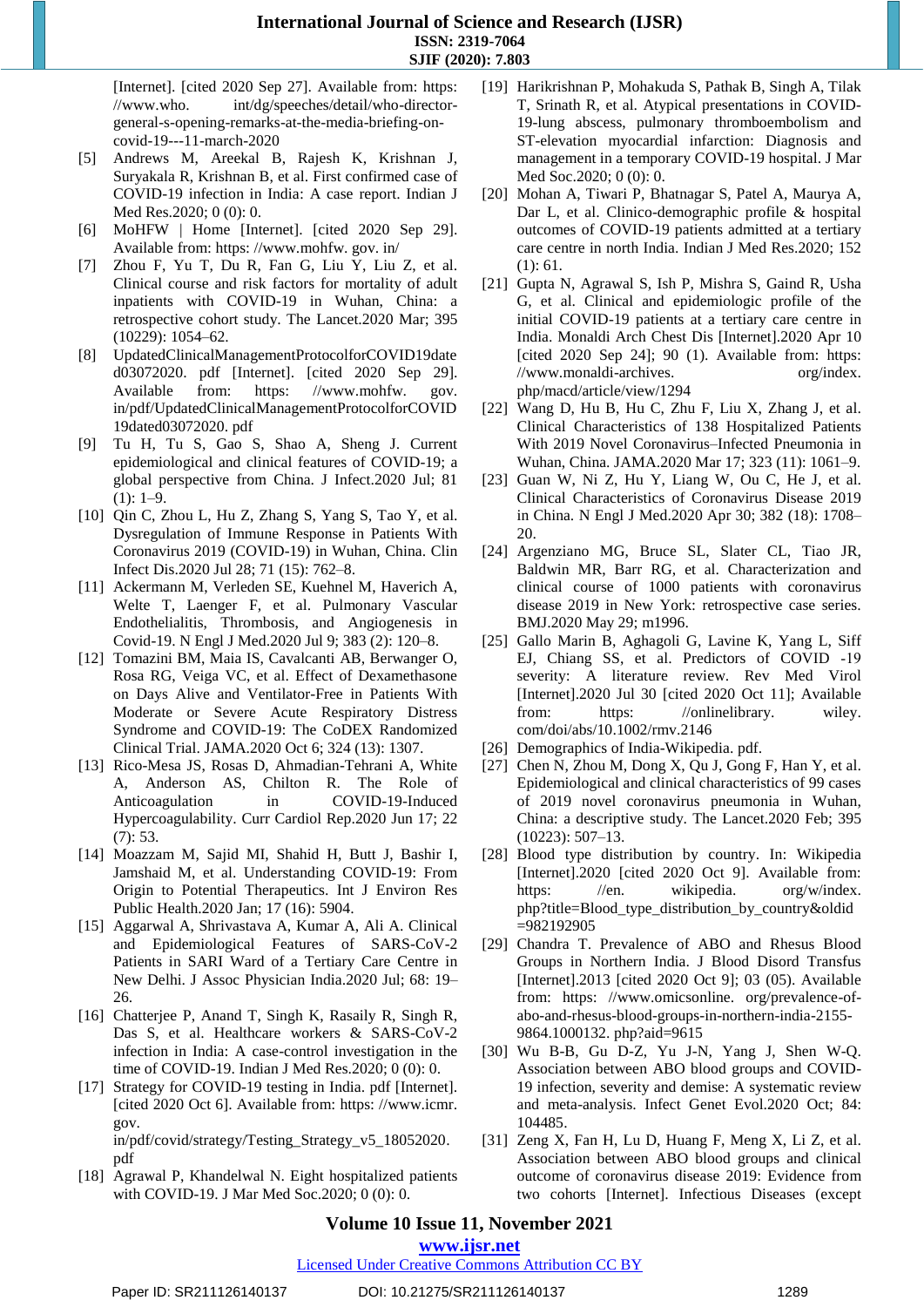[Internet]. [cited 2020 Sep 27]. Available from: https: //www.who. int/dg/speeches/detail/who-director-general-s-opening-remarks-at-the-media-briefing-on-covid-19---11-march-2020

[5] Andrews M, Areekal B, Rajesh K, Krishnan J, Suryakala R, Krishnan B, et al. First confirmed case of COVID-19 infection in India: A case report. Indian J Med Res.2020; 0 (0): 0.

[6] MoHFW | Home [Internet]. [cited 2020 Sep 29]. Available from: https: //www.mohfw. gov. in/

[7] Zhou F, Yu T, Du R, Fan G, Liu Y, Liu Z, et al. Clinical course and risk factors for mortality of adult inpatients with COVID-19 in Wuhan, China: a retrospective cohort study. The Lancet.2020 Mar; 395 (10229): 1054–62.

[8] UpdatedClinicalManagementProtocolforCOVID19dated03072020. pdf [Internet]. [cited 2020 Sep 29]. Available from: https: //www.mohfw. gov. in/pdf/UpdatedClinicalManagementProtocolforCOVID19dated03072020. pdf

[9] Tu H, Tu S, Gao S, Shao A, Sheng J. Current epidemiological and clinical features of COVID-19; a global perspective from China. J Infect.2020 Jul; 81 (1): 1–9.

[10] Qin C, Zhou L, Hu Z, Zhang S, Yang S, Tao Y, et al. Dysregulation of Immune Response in Patients With Coronavirus 2019 (COVID-19) in Wuhan, China. Clin Infect Dis.2020 Jul 28; 71 (15): 762–8.

[11] Ackermann M, Verleden SE, Kuehnel M, Haverich A, Welte T, Laenger F, et al. Pulmonary Vascular Endothelialitis, Thrombosis, and Angiogenesis in Covid-19. N Engl J Med.2020 Jul 9; 383 (2): 120–8.

[12] Tomazini BM, Maia IS, Cavalcanti AB, Berwanger O, Rosa RG, Veiga VC, et al. Effect of Dexamethasone on Days Alive and Ventilator-Free in Patients With Moderate or Severe Acute Respiratory Distress Syndrome and COVID-19: The CoDEX Randomized Clinical Trial. JAMA.2020 Oct 6; 324 (13): 1307.

[13] Rico-Mesa JS, Rosas D, Ahmadian-Tehrani A, White A, Anderson AS, Chilton R. The Role of Anticoagulation in COVID-19-Induced Hypercoagulability. Curr Cardiol Rep.2020 Jun 17; 22 (7): 53.

[14] Moazzam M, Sajid MI, Shahid H, Butt J, Bashir I, Jamshaid M, et al. Understanding COVID-19: From Origin to Potential Therapeutics. Int J Environ Res Public Health.2020 Jan; 17 (16): 5904.

[15] Aggarwal A, Shrivastava A, Kumar A, Ali A. Clinical and Epidemiological Features of SARS-CoV-2 Patients in SARI Ward of a Tertiary Care Centre in New Delhi. J Assoc Physician India.2020 Jul; 68: 19–26.

[16] Chatterjee P, Anand T, Singh K, Rasaily R, Singh R, Das S, et al. Healthcare workers & SARS-CoV-2 infection in India: A case-control investigation in the time of COVID-19. Indian J Med Res.2020; 0 (0): 0.

[17] Strategy for COVID-19 testing in India. pdf [Internet]. [cited 2020 Oct 6]. Available from: https: //www.icmr. gov. in/pdf/covid/strategy/Testing_Strategy_v5_18052020. pdf

[18] Agrawal P, Khandelwal N. Eight hospitalized patients with COVID-19. J Mar Med Soc.2020; 0 (0): 0.

[19] Harikrishnan P, Mohakuda S, Pathak B, Singh A, Tilak T, Srinath R, et al. Atypical presentations in COVID-19-lung abscess, pulmonary thromboembolism and ST-elevation myocardial infarction: Diagnosis and management in a temporary COVID-19 hospital. J Mar Med Soc.2020; 0 (0): 0.

[20] Mohan A, Tiwari P, Bhatnagar S, Patel A, Maurya A, Dar L, et al. Clinico-demographic profile & hospital outcomes of COVID-19 patients admitted at a tertiary care centre in north India. Indian J Med Res.2020; 152 (1): 61.

[21] Gupta N, Agrawal S, Ish P, Mishra S, Gaind R, Usha G, et al. Clinical and epidemiologic profile of the initial COVID-19 patients at a tertiary care centre in India. Monaldi Arch Chest Dis [Internet].2020 Apr 10 [cited 2020 Sep 24]; 90 (1). Available from: https: //www.monaldi-archives. org/index. php/macd/article/view/1294

[22] Wang D, Hu B, Hu C, Zhu F, Liu X, Zhang J, et al. Clinical Characteristics of 138 Hospitalized Patients With 2019 Novel Coronavirus–Infected Pneumonia in Wuhan, China. JAMA.2020 Mar 17; 323 (11): 1061–9.

[23] Guan W, Ni Z, Hu Y, Liang W, Ou C, He J, et al. Clinical Characteristics of Coronavirus Disease 2019 in China. N Engl J Med.2020 Apr 30; 382 (18): 1708–20.

[24] Argenziano MG, Bruce SL, Slater CL, Tiao JR, Baldwin MR, Barr RG, et al. Characterization and clinical course of 1000 patients with coronavirus disease 2019 in New York: retrospective case series. BMJ.2020 May 29; m1996.

[25] Gallo Marin B, Aghagoli G, Lavine K, Yang L, Siff EJ, Chiang SS, et al. Predictors of COVID -19 severity: A literature review. Rev Med Virol [Internet].2020 Jul 30 [cited 2020 Oct 11]; Available from: https: //onlinelibrary. wiley. com/doi/abs/10.1002/rmv.2146

[26] Demographics of India-Wikipedia. pdf.

[27] Chen N, Zhou M, Dong X, Qu J, Gong F, Han Y, et al. Epidemiological and clinical characteristics of 99 cases of 2019 novel coronavirus pneumonia in Wuhan, China: a descriptive study. The Lancet.2020 Feb; 395 (10223): 507–13.

[28] Blood type distribution by country. In: Wikipedia [Internet].2020 [cited 2020 Oct 9]. Available from: https: //en. wikipedia. org/w/index. php?title=Blood_type_distribution_by_country&oldid=982192905

[29] Chandra T. Prevalence of ABO and Rhesus Blood Groups in Northern India. J Blood Disord Transfus [Internet].2013 [cited 2020 Oct 9]; 03 (05). Available from: https: //www.omicsonline. org/prevalence-of-abo-and-rhesus-blood-groups-in-northern-india-2155-9864.1000132. php?aid=9615

[30] Wu B-B, Gu D-Z, Yu J-N, Yang J, Shen W-Q. Association between ABO blood groups and COVID-19 infection, severity and demise: A systematic review and meta-analysis. Infect Genet Evol.2020 Oct; 84: 104485.

[31] Zeng X, Fan H, Lu D, Huang F, Meng X, Li Z, et al. Association between ABO blood groups and clinical outcome of coronavirus disease 2019: Evidence from two cohorts [Internet]. Infectious Diseases (except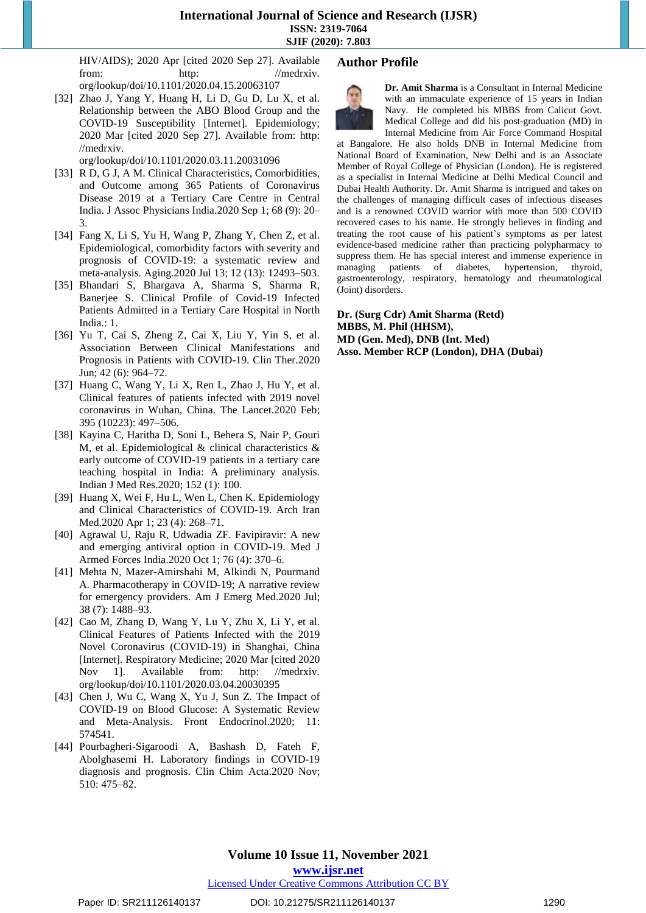HIV/AIDS); 2020 Apr [cited 2020 Sep 27]. Available from: http: //medrxiv. org/lookup/doi/10.1101/2020.04.15.20063107

[32] Zhao J, Yang Y, Huang H, Li D, Gu D, Lu X, et al. Relationship between the ABO Blood Group and the COVID-19 Susceptibility [Internet]. Epidemiology; 2020 Mar [cited 2020 Sep 27]. Available from: http: //medrxiv. org/lookup/doi/10.1101/2020.03.11.20031096

[33] R D, G J, A M. Clinical Characteristics, Comorbidities, and Outcome among 365 Patients of Coronavirus Disease 2019 at a Tertiary Care Centre in Central India. J Assoc Physicians India.2020 Sep 1; 68 (9): 20–3.

[34] Fang X, Li S, Yu H, Wang P, Zhang Y, Chen Z, et al. Epidemiological, comorbidity factors with severity and prognosis of COVID-19: a systematic review and meta-analysis. Aging.2020 Jul 13; 12 (13): 12493–503.

[35] Bhandari S, Bhargava A, Sharma S, Sharma R, Banerjee S. Clinical Profile of Covid-19 Infected Patients Admitted in a Tertiary Care Hospital in North India.: 1.

[36] Yu T, Cai S, Zheng Z, Cai X, Liu Y, Yin S, et al. Association Between Clinical Manifestations and Prognosis in Patients with COVID-19. Clin Ther.2020 Jun; 42 (6): 964–72.

[37] Huang C, Wang Y, Li X, Ren L, Zhao J, Hu Y, et al. Clinical features of patients infected with 2019 novel coronavirus in Wuhan, China. The Lancet.2020 Feb; 395 (10223): 497–506.

[38] Kayina C, Haritha D, Soni L, Behera S, Nair P, Gouri M, et al. Epidemiological & clinical characteristics & early outcome of COVID-19 patients in a tertiary care teaching hospital in India: A preliminary analysis. Indian J Med Res.2020; 152 (1): 100.

[39] Huang X, Wei F, Hu L, Wen L, Chen K. Epidemiology and Clinical Characteristics of COVID-19. Arch Iran Med.2020 Apr 1; 23 (4): 268–71.

[40] Agrawal U, Raju R, Udwadia ZF. Favipiravir: A new and emerging antiviral option in COVID-19. Med J Armed Forces India.2020 Oct 1; 76 (4): 370–6.

[41] Mehta N, Mazer-Amirshahi M, Alkindi N, Pourmand A. Pharmacotherapy in COVID-19; A narrative review for emergency providers. Am J Emerg Med.2020 Jul; 38 (7): 1488–93.

[42] Cao M, Zhang D, Wang Y, Lu Y, Zhu X, Li Y, et al. Clinical Features of Patients Infected with the 2019 Novel Coronavirus (COVID-19) in Shanghai, China [Internet]. Respiratory Medicine; 2020 Mar [cited 2020 Nov 1]. Available from: http: //medrxiv. org/lookup/doi/10.1101/2020.03.04.20030395

[43] Chen J, Wu C, Wang X, Yu J, Sun Z. The Impact of COVID-19 on Blood Glucose: A Systematic Review and Meta-Analysis. Front Endocrinol.2020; 11: 574541.

[44] Pourbagheri-Sigaroodi A, Bashash D, Fateh F, Abolghasemi H. Laboratory findings in COVID-19 diagnosis and prognosis. Clin Chim Acta.2020 Nov; 510: 475–82.

## Author Profile

**Dr. Amit Sharma** is a Consultant in Internal Medicine with an immaculate experience of 15 years in Indian Navy. He completed his MBBS from Calicut Govt. Medical College and did his post-graduation (MD) in Internal Medicine from Air Force Command Hospital at Bangalore. He also holds DNB in Internal Medicine from National Board of Examination, New Delhi and is an Associate Member of Royal College of Physician (London). He is registered as a specialist in Internal Medicine at Delhi Medical Council and Dubai Health Authority. Dr. Amit Sharma is intrigued and takes on the challenges of managing difficult cases of infectious diseases and is a renowned COVID warrior with more than 500 COVID recovered cases to his name. He strongly believes in finding and treating the root cause of his patient's symptoms as per latest evidence-based medicine rather than practicing polypharmacy to suppress them. He has special interest and immense experience in managing patients of diabetes, hypertension, thyroid, gastroenterology, respiratory, hematology and rheumatological (Joint) disorders.

**Dr. (Surg Cdr) Amit Sharma (Retd)**
**MBBS, M. Phil (HHSM),**
**MD (Gen. Med), DNB (Int. Med)**
**Asso. Member RCP (London), DHA (Dubai)**